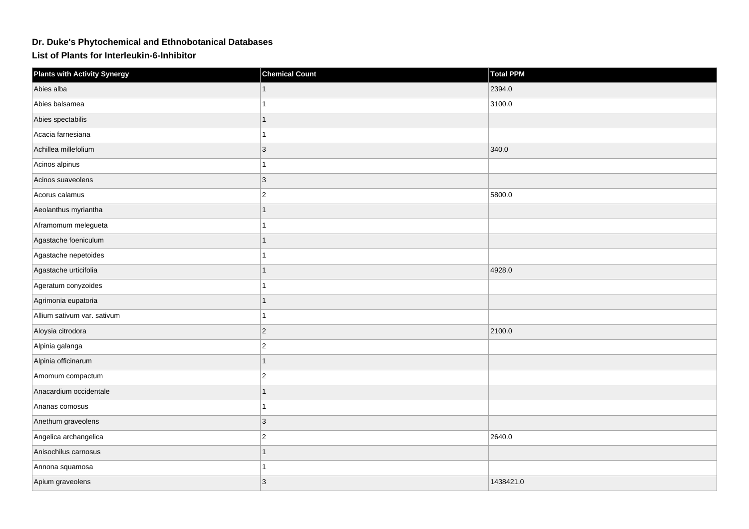# Dr. Duke's Phytochemical and Ethnobotanical Databases

## List of Plants for Interleukin-6-Inhibitor

| Plants with Activity Synergy | Chemical Count | Total PPM |
| --- | --- | --- |
| Abies alba | 1 | 2394.0 |
| Abies balsamea | 1 | 3100.0 |
| Abies spectabilis | 1 | |
| Acacia farnesiana | 1 | |
| Achillea millefolium | 3 | 340.0 |
| Acinos alpinus | 1 | |
| Acinos suaveolens | 3 | |
| Acorus calamus | 2 | 5800.0 |
| Aeolanthus myriantha | 1 | |
| Aframomum melegueta | 1 | |
| Agastache foeniculum | 1 | |
| Agastache nepetoides | 1 | |
| Agastache urticifolia | 1 | 4928.0 |
| Ageratum conyzoides | 1 | |
| Agrimonia eupatoria | 1 | |
| Allium sativum var. sativum | 1 | |
| Aloysia citrodora | 2 | 2100.0 |
| Alpinia galanga | 2 | |
| Alpinia officinarum | 1 | |
| Amomum compactum | 2 | |
| Anacardium occidentale | 1 | |
| Ananas comosus | 1 | |
| Anethum graveolens | 3 | |
| Angelica archangelica | 2 | 2640.0 |
| Anisochilus carnosus | 1 | |
| Annona squamosa | 1 | |
| Apium graveolens | 3 | 1438421.0 |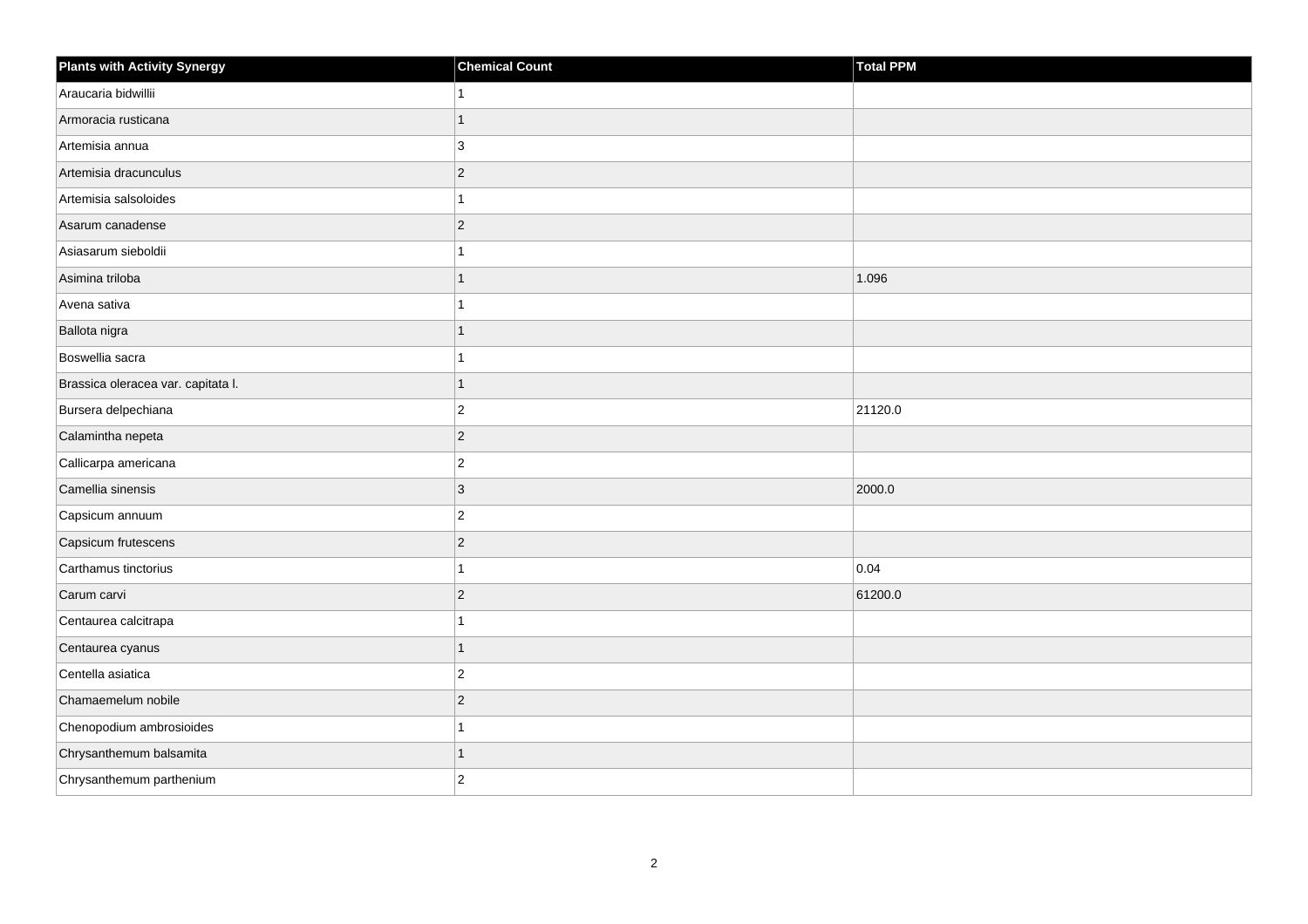| Plants with Activity Synergy | Chemical Count | Total PPM |
| --- | --- | --- |
| Araucaria bidwillii | 1 | |
| Armoracia rusticana | 1 | |
| Artemisia annua | 3 | |
| Artemisia dracunculus | 2 | |
| Artemisia salsoloides | 1 | |
| Asarum canadense | 2 | |
| Asiasarum sieboldii | 1 | |
| Asimina triloba | 1 | 1.096 |
| Avena sativa | 1 | |
| Ballota nigra | 1 | |
| Boswellia sacra | 1 | |
| Brassica oleracea var. capitata l. | 1 | |
| Bursera delpechiana | 2 | 21120.0 |
| Calamintha nepeta | 2 | |
| Callicarpa americana | 2 | |
| Camellia sinensis | 3 | 2000.0 |
| Capsicum annuum | 2 | |
| Capsicum frutescens | 2 | |
| Carthamus tinctorius | 1 | 0.04 |
| Carum carvi | 2 | 61200.0 |
| Centaurea calcitrapa | 1 | |
| Centaurea cyanus | 1 | |
| Centella asiatica | 2 | |
| Chamaemelum nobile | 2 | |
| Chenopodium ambrosioides | 1 | |
| Chrysanthemum balsamita | 1 | |
| Chrysanthemum parthenium | 2 | |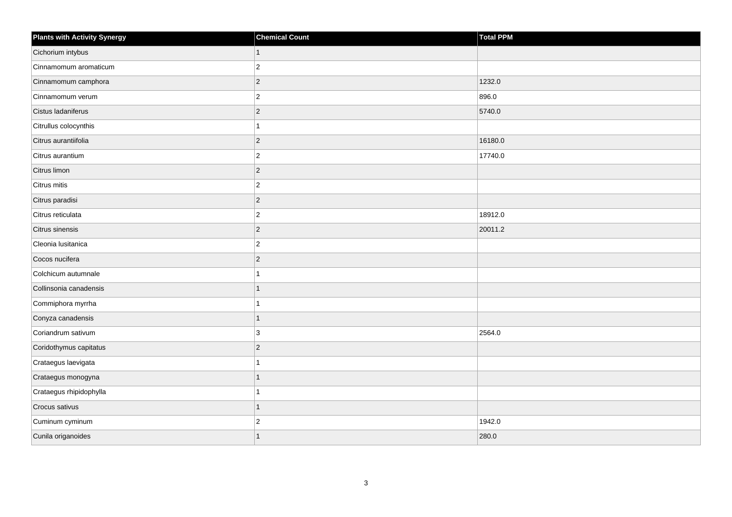| Plants with Activity Synergy | Chemical Count | Total PPM |
| --- | --- | --- |
| Cichorium intybus | 1 | |
| Cinnamomum aromaticum | 2 | |
| Cinnamomum camphora | 2 | 1232.0 |
| Cinnamomum verum | 2 | 896.0 |
| Cistus ladaniferus | 2 | 5740.0 |
| Citrullus colocynthis | 1 | |
| Citrus aurantiifolia | 2 | 16180.0 |
| Citrus aurantium | 2 | 17740.0 |
| Citrus limon | 2 | |
| Citrus mitis | 2 | |
| Citrus paradisi | 2 | |
| Citrus reticulata | 2 | 18912.0 |
| Citrus sinensis | 2 | 20011.2 |
| Cleonia lusitanica | 2 | |
| Cocos nucifera | 2 | |
| Colchicum autumnale | 1 | |
| Collinsonia canadensis | 1 | |
| Commiphora myrrha | 1 | |
| Conyza canadensis | 1 | |
| Coriandrum sativum | 3 | 2564.0 |
| Coridothymus capitatus | 2 | |
| Crataegus laevigata | 1 | |
| Crataegus monogyna | 1 | |
| Crataegus rhipidophylla | 1 | |
| Crocus sativus | 1 | |
| Cuminum cyminum | 2 | 1942.0 |
| Cunila origanoides | 1 | 280.0 |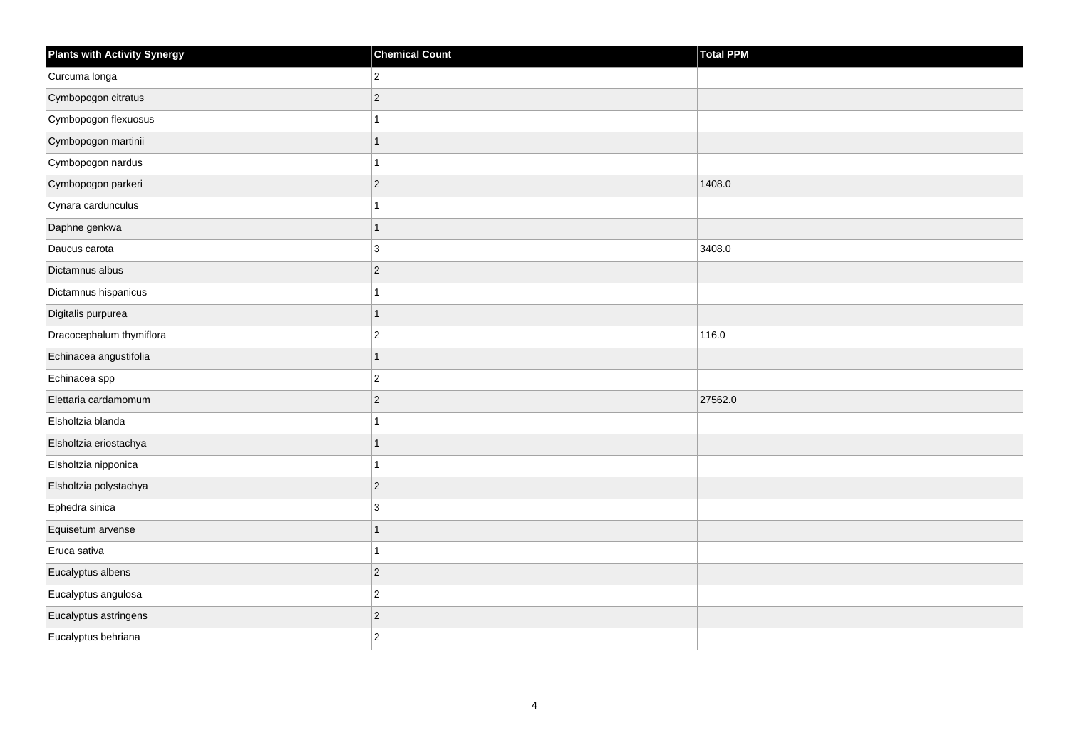| Plants with Activity Synergy | Chemical Count | Total PPM |
|---|---|---|
| Curcuma longa | 2 | |
| Cymbopogon citratus | 2 | |
| Cymbopogon flexuosus | 1 | |
| Cymbopogon martinii | 1 | |
| Cymbopogon nardus | 1 | |
| Cymbopogon parkeri | 2 | 1408.0 |
| Cynara cardunculus | 1 | |
| Daphne genkwa | 1 | |
| Daucus carota | 3 | 3408.0 |
| Dictamnus albus | 2 | |
| Dictamnus hispanicus | 1 | |
| Digitalis purpurea | 1 | |
| Dracocephalum thymiflora | 2 | 116.0 |
| Echinacea angustifolia | 1 | |
| Echinacea spp | 2 | |
| Elettaria cardamomum | 2 | 27562.0 |
| Elsholtzia blanda | 1 | |
| Elsholtzia eriostachya | 1 | |
| Elsholtzia nipponica | 1 | |
| Elsholtzia polystachya | 2 | |
| Ephedra sinica | 3 | |
| Equisetum arvense | 1 | |
| Eruca sativa | 1 | |
| Eucalyptus albens | 2 | |
| Eucalyptus angulosa | 2 | |
| Eucalyptus astringens | 2 | |
| Eucalyptus behriana | 2 | |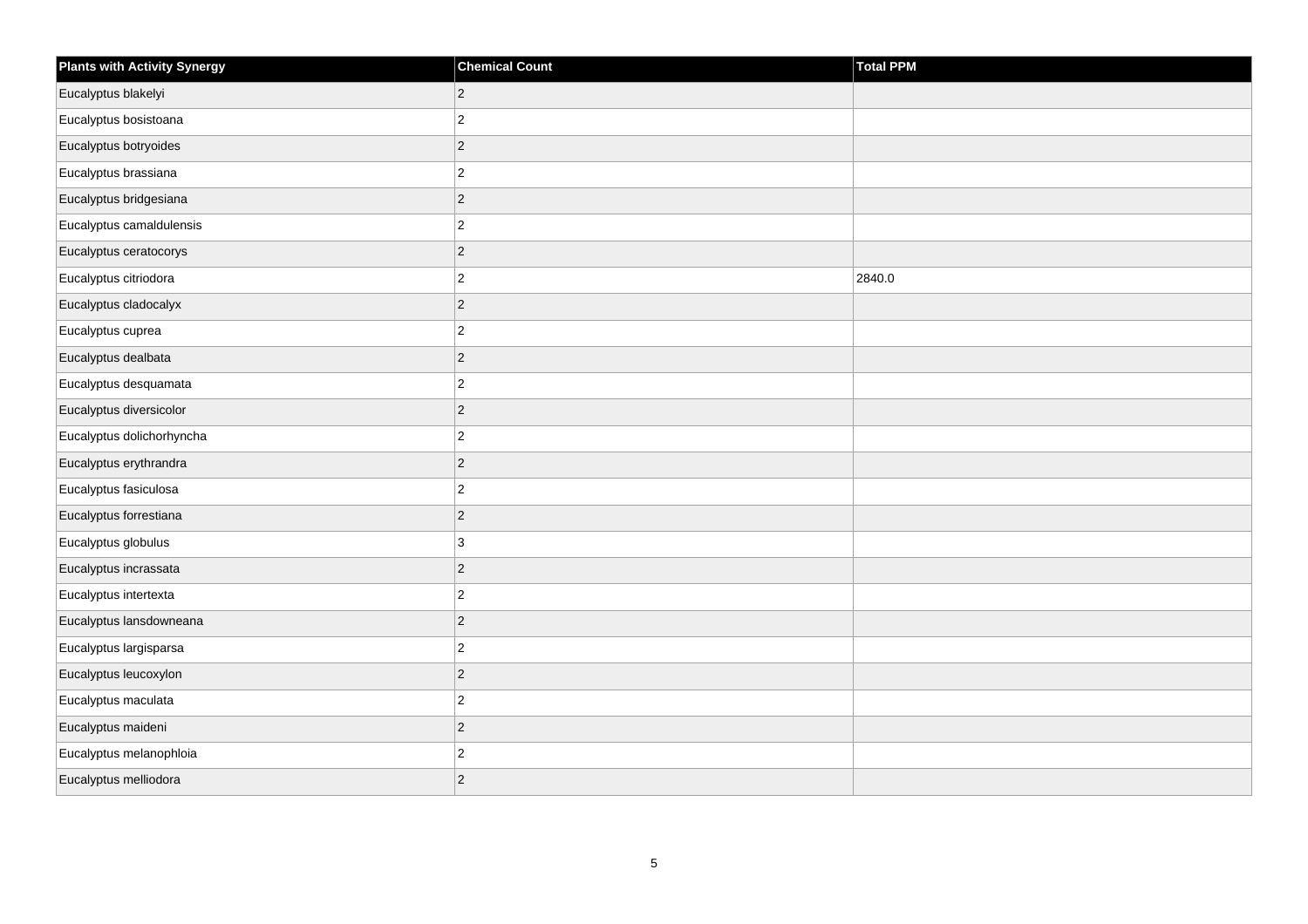| Plants with Activity Synergy | Chemical Count | Total PPM |
| --- | --- | --- |
| Eucalyptus blakelyi | 2 | |
| Eucalyptus bosistoana | 2 | |
| Eucalyptus botryoides | 2 | |
| Eucalyptus brassiana | 2 | |
| Eucalyptus bridgesiana | 2 | |
| Eucalyptus camaldulensis | 2 | |
| Eucalyptus ceratocorys | 2 | |
| Eucalyptus citriodora | 2 | 2840.0 |
| Eucalyptus cladocalyx | 2 | |
| Eucalyptus cuprea | 2 | |
| Eucalyptus dealbata | 2 | |
| Eucalyptus desquamata | 2 | |
| Eucalyptus diversicolor | 2 | |
| Eucalyptus dolichorhyncha | 2 | |
| Eucalyptus erythrandra | 2 | |
| Eucalyptus fasiculosa | 2 | |
| Eucalyptus forrestiana | 2 | |
| Eucalyptus globulus | 3 | |
| Eucalyptus incrassata | 2 | |
| Eucalyptus intertexta | 2 | |
| Eucalyptus lansdowneana | 2 | |
| Eucalyptus largisparsa | 2 | |
| Eucalyptus leucoxylon | 2 | |
| Eucalyptus maculata | 2 | |
| Eucalyptus maideni | 2 | |
| Eucalyptus melanophloia | 2 | |
| Eucalyptus melliodora | 2 | |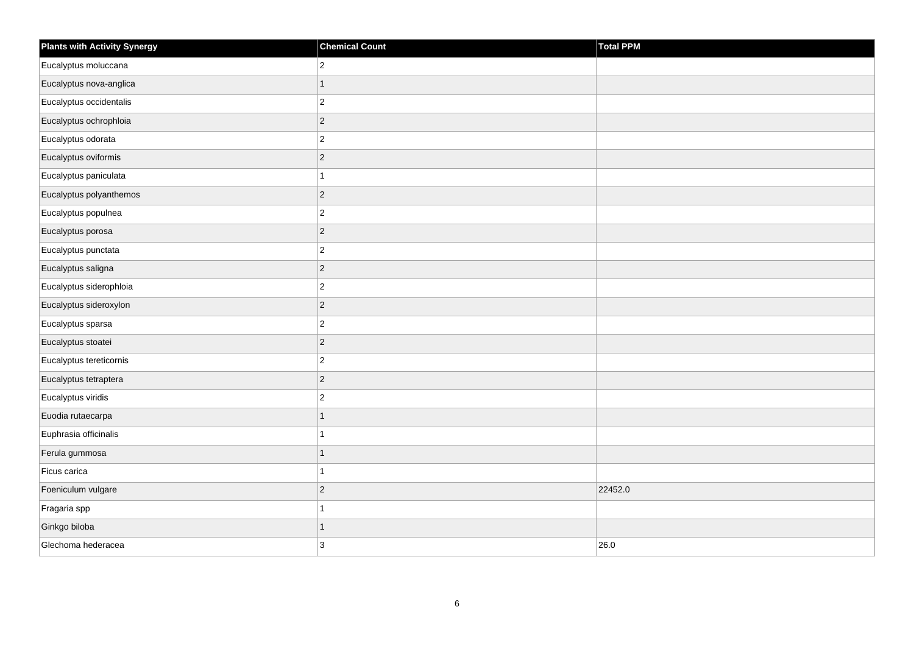| Plants with Activity Synergy | Chemical Count | Total PPM |
| --- | --- | --- |
| Eucalyptus moluccana | 2 | |
| Eucalyptus nova-anglica | 1 | |
| Eucalyptus occidentalis | 2 | |
| Eucalyptus ochrophloia | 2 | |
| Eucalyptus odorata | 2 | |
| Eucalyptus oviformis | 2 | |
| Eucalyptus paniculata | 1 | |
| Eucalyptus polyanthemos | 2 | |
| Eucalyptus populnea | 2 | |
| Eucalyptus porosa | 2 | |
| Eucalyptus punctata | 2 | |
| Eucalyptus saligna | 2 | |
| Eucalyptus siderophloia | 2 | |
| Eucalyptus sideroxylon | 2 | |
| Eucalyptus sparsa | 2 | |
| Eucalyptus stoatei | 2 | |
| Eucalyptus tereticornis | 2 | |
| Eucalyptus tetraptera | 2 | |
| Eucalyptus viridis | 2 | |
| Euodia rutaecarpa | 1 | |
| Euphrasia officinalis | 1 | |
| Ferula gummosa | 1 | |
| Ficus carica | 1 | |
| Foeniculum vulgare | 2 | 22452.0 |
| Fragaria spp | 1 | |
| Ginkgo biloba | 1 | |
| Glechoma hederacea | 3 | 26.0 |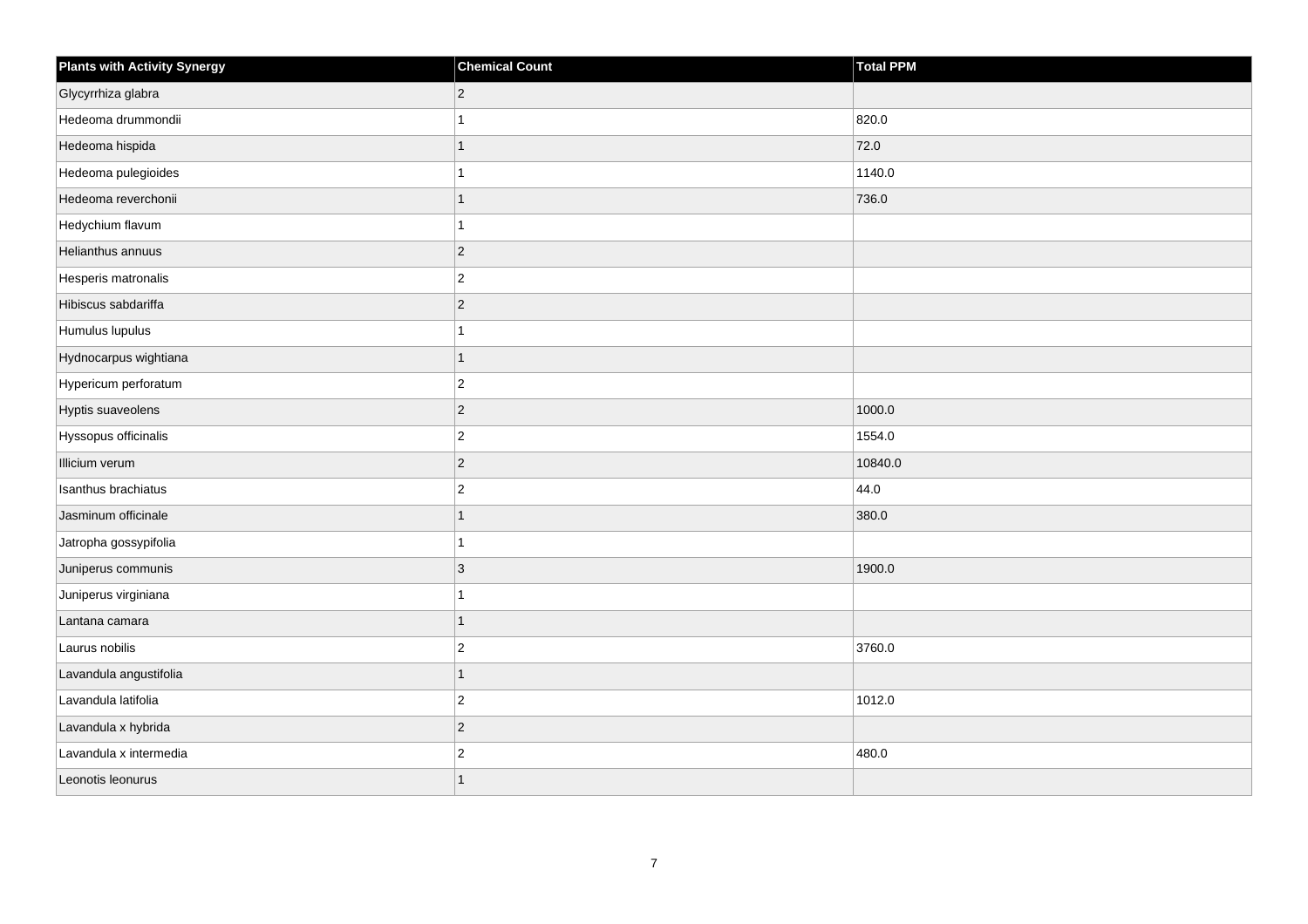| Plants with Activity Synergy | Chemical Count | Total PPM |
| --- | --- | --- |
| Glycyrrhiza glabra | 2 | |
| Hedeoma drummondii | 1 | 820.0 |
| Hedeoma hispida | 1 | 72.0 |
| Hedeoma pulegioides | 1 | 1140.0 |
| Hedeoma reverchonii | 1 | 736.0 |
| Hedychium flavum | 1 | |
| Helianthus annuus | 2 | |
| Hesperis matronalis | 2 | |
| Hibiscus sabdariffa | 2 | |
| Humulus lupulus | 1 | |
| Hydnocarpus wightiana | 1 | |
| Hypericum perforatum | 2 | |
| Hyptis suaveolens | 2 | 1000.0 |
| Hyssopus officinalis | 2 | 1554.0 |
| Illicium verum | 2 | 10840.0 |
| Isanthus brachiatus | 2 | 44.0 |
| Jasminum officinale | 1 | 380.0 |
| Jatropha gossypifolia | 1 | |
| Juniperus communis | 3 | 1900.0 |
| Juniperus virginiana | 1 | |
| Lantana camara | 1 | |
| Laurus nobilis | 2 | 3760.0 |
| Lavandula angustifolia | 1 | |
| Lavandula latifolia | 2 | 1012.0 |
| Lavandula x hybrida | 2 | |
| Lavandula x intermedia | 2 | 480.0 |
| Leonotis leonurus | 1 | |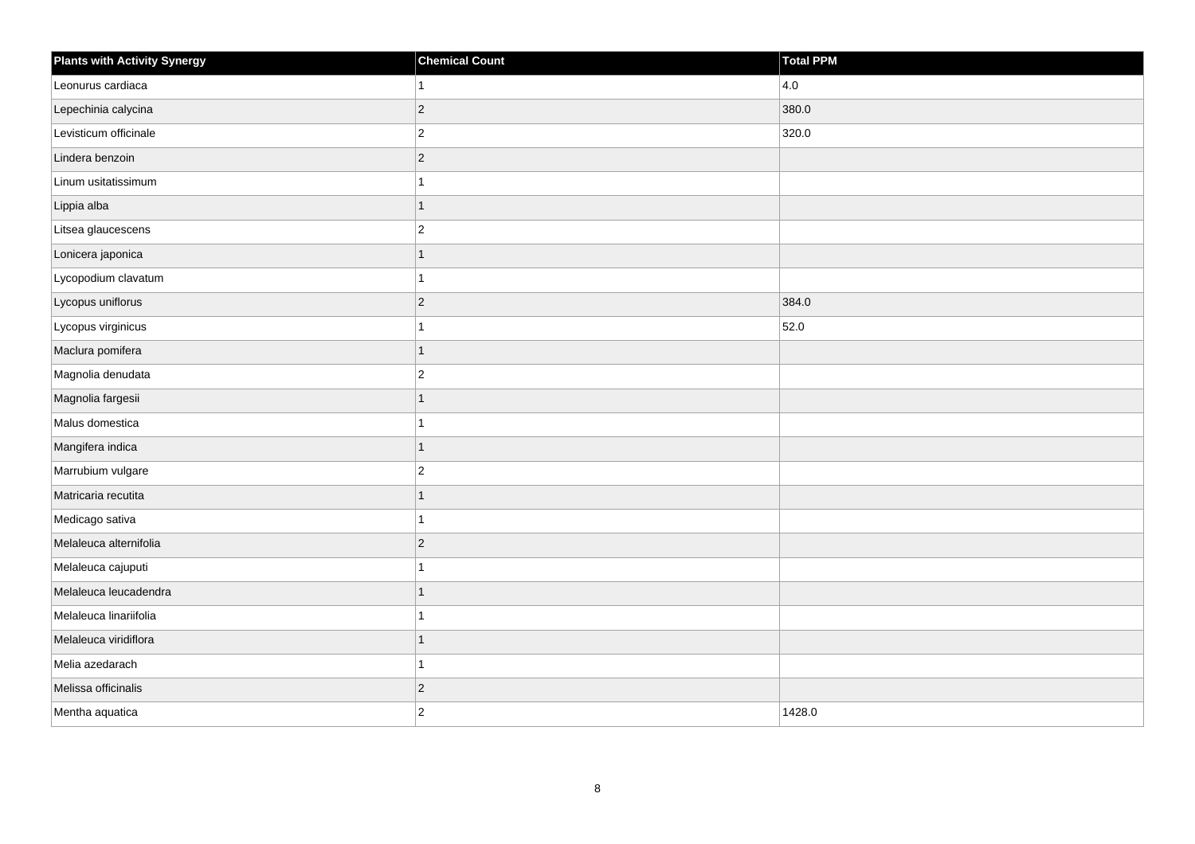| Plants with Activity Synergy | Chemical Count | Total PPM |
|---|---|---|
| Leonurus cardiaca | 1 | 4.0 |
| Lepechinia calycina | 2 | 380.0 |
| Levisticum officinale | 2 | 320.0 |
| Lindera benzoin | 2 | |
| Linum usitatissimum | 1 | |
| Lippia alba | 1 | |
| Litsea glaucescens | 2 | |
| Lonicera japonica | 1 | |
| Lycopodium clavatum | 1 | |
| Lycopus uniflorus | 2 | 384.0 |
| Lycopus virginicus | 1 | 52.0 |
| Maclura pomifera | 1 | |
| Magnolia denudata | 2 | |
| Magnolia fargesii | 1 | |
| Malus domestica | 1 | |
| Mangifera indica | 1 | |
| Marrubium vulgare | 2 | |
| Matricaria recutita | 1 | |
| Medicago sativa | 1 | |
| Melaleuca alternifolia | 2 | |
| Melaleuca cajuputi | 1 | |
| Melaleuca leucadendra | 1 | |
| Melaleuca linariifolia | 1 | |
| Melaleuca viridiflora | 1 | |
| Melia azedarach | 1 | |
| Melissa officinalis | 2 | |
| Mentha aquatica | 2 | 1428.0 |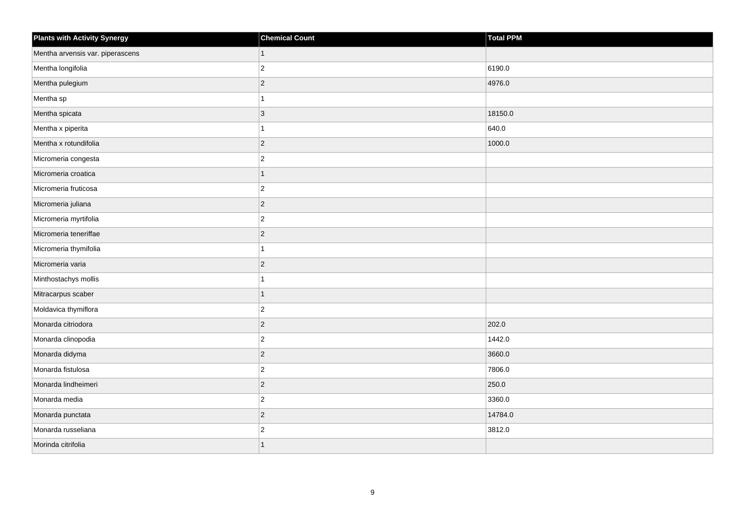| Plants with Activity Synergy | Chemical Count | Total PPM |
| --- | --- | --- |
| Mentha arvensis var. piperascens | 1 | |
| Mentha longifolia | 2 | 6190.0 |
| Mentha pulegium | 2 | 4976.0 |
| Mentha sp | 1 | |
| Mentha spicata | 3 | 18150.0 |
| Mentha x piperita | 1 | 640.0 |
| Mentha x rotundifolia | 2 | 1000.0 |
| Micromeria congesta | 2 | |
| Micromeria croatica | 1 | |
| Micromeria fruticosa | 2 | |
| Micromeria juliana | 2 | |
| Micromeria myrtifolia | 2 | |
| Micromeria teneriffae | 2 | |
| Micromeria thymifolia | 1 | |
| Micromeria varia | 2 | |
| Minthostachys mollis | 1 | |
| Mitracarpus scaber | 1 | |
| Moldavica thymiflora | 2 | |
| Monarda citriodora | 2 | 202.0 |
| Monarda clinopodia | 2 | 1442.0 |
| Monarda didyma | 2 | 3660.0 |
| Monarda fistulosa | 2 | 7806.0 |
| Monarda lindheimeri | 2 | 250.0 |
| Monarda media | 2 | 3360.0 |
| Monarda punctata | 2 | 14784.0 |
| Monarda russeliana | 2 | 3812.0 |
| Morinda citrifolia | 1 | |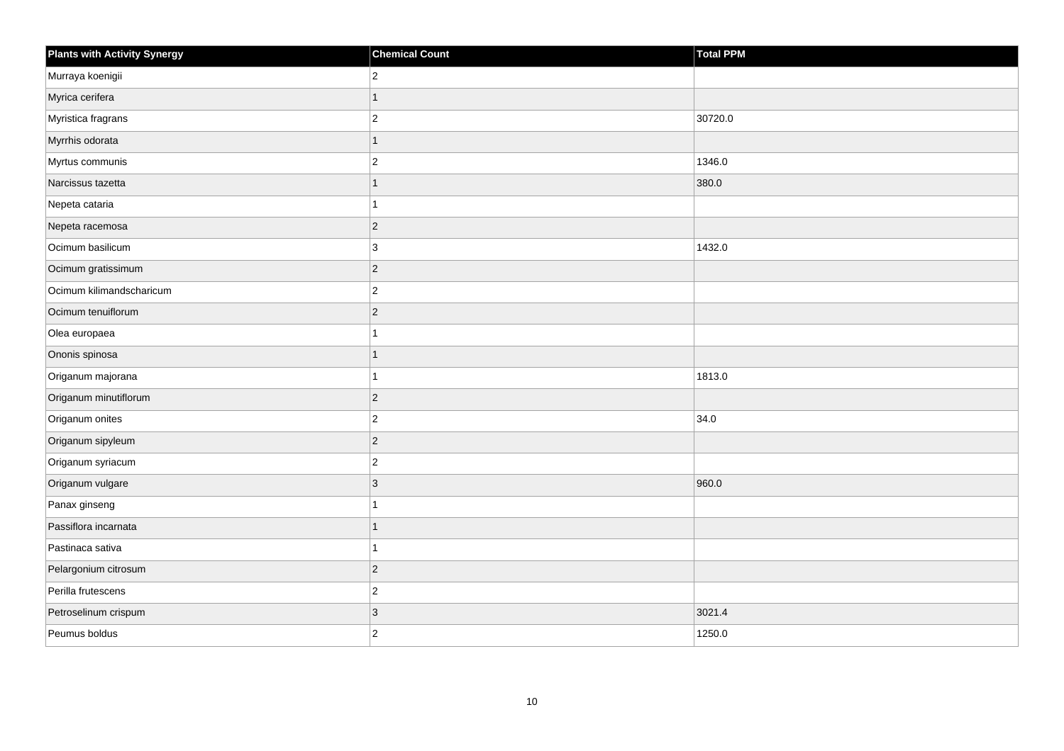| Plants with Activity Synergy | Chemical Count | Total PPM |
| --- | --- | --- |
| Murraya koenigii | 2 | |
| Myrica cerifera | 1 | |
| Myristica fragrans | 2 | 30720.0 |
| Myrrhis odorata | 1 | |
| Myrtus communis | 2 | 1346.0 |
| Narcissus tazetta | 1 | 380.0 |
| Nepeta cataria | 1 | |
| Nepeta racemosa | 2 | |
| Ocimum basilicum | 3 | 1432.0 |
| Ocimum gratissimum | 2 | |
| Ocimum kilimandscharicum | 2 | |
| Ocimum tenuiflorum | 2 | |
| Olea europaea | 1 | |
| Ononis spinosa | 1 | |
| Origanum majorana | 1 | 1813.0 |
| Origanum minutiflorum | 2 | |
| Origanum onites | 2 | 34.0 |
| Origanum sipyleum | 2 | |
| Origanum syriacum | 2 | |
| Origanum vulgare | 3 | 960.0 |
| Panax ginseng | 1 | |
| Passiflora incarnata | 1 | |
| Pastinaca sativa | 1 | |
| Pelargonium citrosum | 2 | |
| Perilla frutescens | 2 | |
| Petroselinum crispum | 3 | 3021.4 |
| Peumus boldus | 2 | 1250.0 |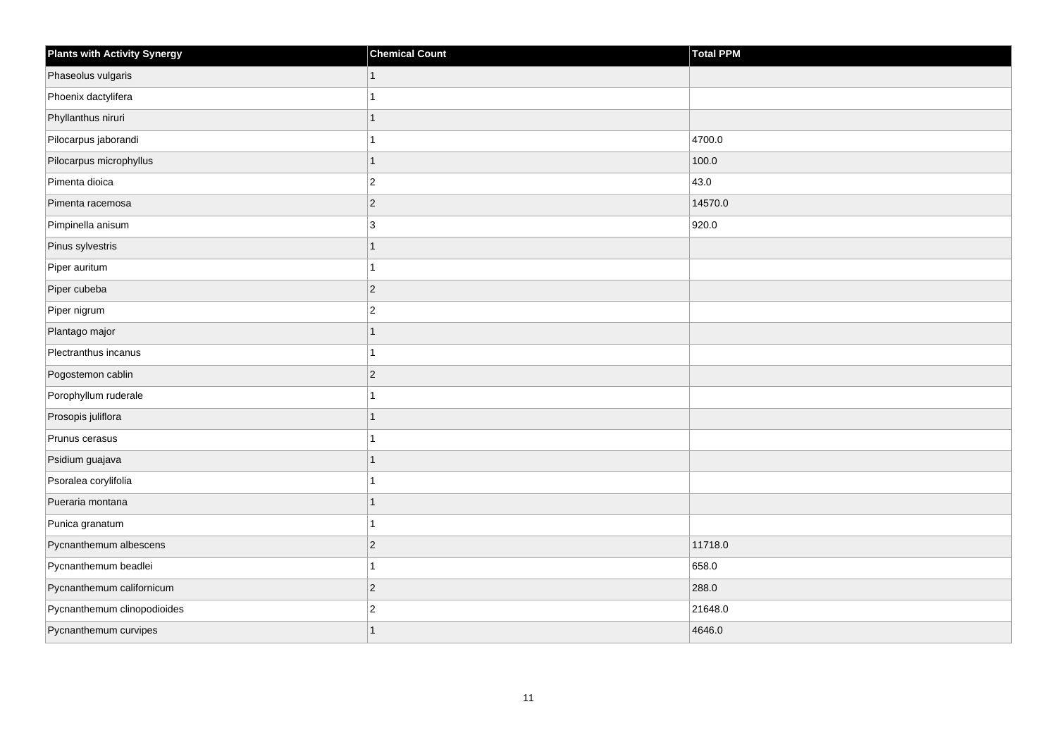| Plants with Activity Synergy | Chemical Count | Total PPM |
| --- | --- | --- |
| Phaseolus vulgaris | 1 | |
| Phoenix dactylifera | 1 | |
| Phyllanthus niruri | 1 | |
| Pilocarpus jaborandi | 1 | 4700.0 |
| Pilocarpus microphyllus | 1 | 100.0 |
| Pimenta dioica | 2 | 43.0 |
| Pimenta racemosa | 2 | 14570.0 |
| Pimpinella anisum | 3 | 920.0 |
| Pinus sylvestris | 1 | |
| Piper auritum | 1 | |
| Piper cubeba | 2 | |
| Piper nigrum | 2 | |
| Plantago major | 1 | |
| Plectranthus incanus | 1 | |
| Pogostemon cablin | 2 | |
| Porophyllum ruderale | 1 | |
| Prosopis juliflora | 1 | |
| Prunus cerasus | 1 | |
| Psidium guajava | 1 | |
| Psoralea corylifolia | 1 | |
| Pueraria montana | 1 | |
| Punica granatum | 1 | |
| Pycnanthemum albescens | 2 | 11718.0 |
| Pycnanthemum beadlei | 1 | 658.0 |
| Pycnanthemum californicum | 2 | 288.0 |
| Pycnanthemum clinopodioides | 2 | 21648.0 |
| Pycnanthemum curvipes | 1 | 4646.0 |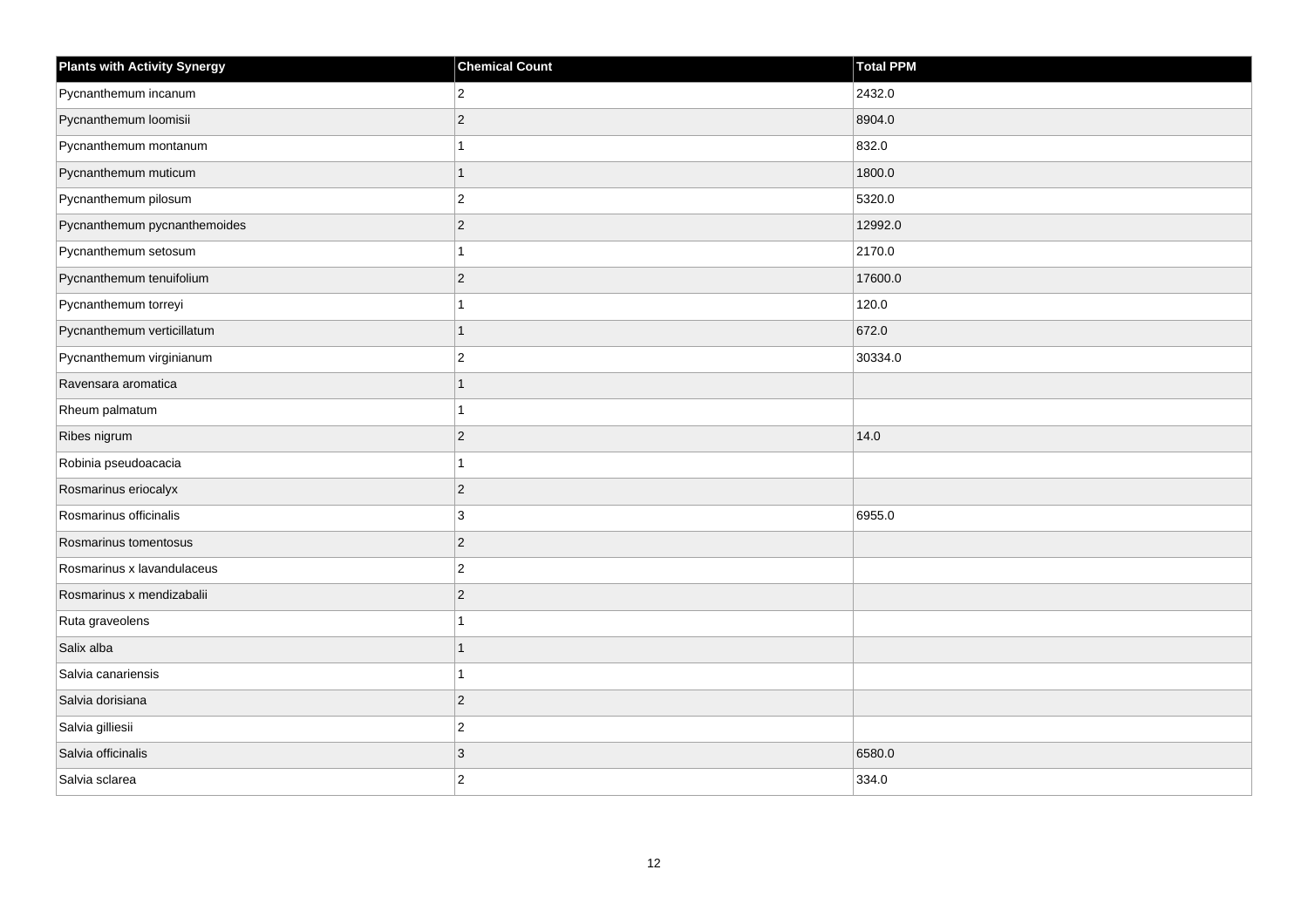| Plants with Activity Synergy | Chemical Count | Total PPM |
| --- | --- | --- |
| Pycnanthemum incanum | 2 | 2432.0 |
| Pycnanthemum loomisii | 2 | 8904.0 |
| Pycnanthemum montanum | 1 | 832.0 |
| Pycnanthemum muticum | 1 | 1800.0 |
| Pycnanthemum pilosum | 2 | 5320.0 |
| Pycnanthemum pycnanthemoides | 2 | 12992.0 |
| Pycnanthemum setosum | 1 | 2170.0 |
| Pycnanthemum tenuifolium | 2 | 17600.0 |
| Pycnanthemum torreyi | 1 | 120.0 |
| Pycnanthemum verticillatum | 1 | 672.0 |
| Pycnanthemum virginianum | 2 | 30334.0 |
| Ravensara aromatica | 1 | |
| Rheum palmatum | 1 | |
| Ribes nigrum | 2 | 14.0 |
| Robinia pseudoacacia | 1 | |
| Rosmarinus eriocalyx | 2 | |
| Rosmarinus officinalis | 3 | 6955.0 |
| Rosmarinus tomentosus | 2 | |
| Rosmarinus x lavandulaceus | 2 | |
| Rosmarinus x mendizabalii | 2 | |
| Ruta graveolens | 1 | |
| Salix alba | 1 | |
| Salvia canariensis | 1 | |
| Salvia dorisiana | 2 | |
| Salvia gilliesii | 2 | |
| Salvia officinalis | 3 | 6580.0 |
| Salvia sclarea | 2 | 334.0 |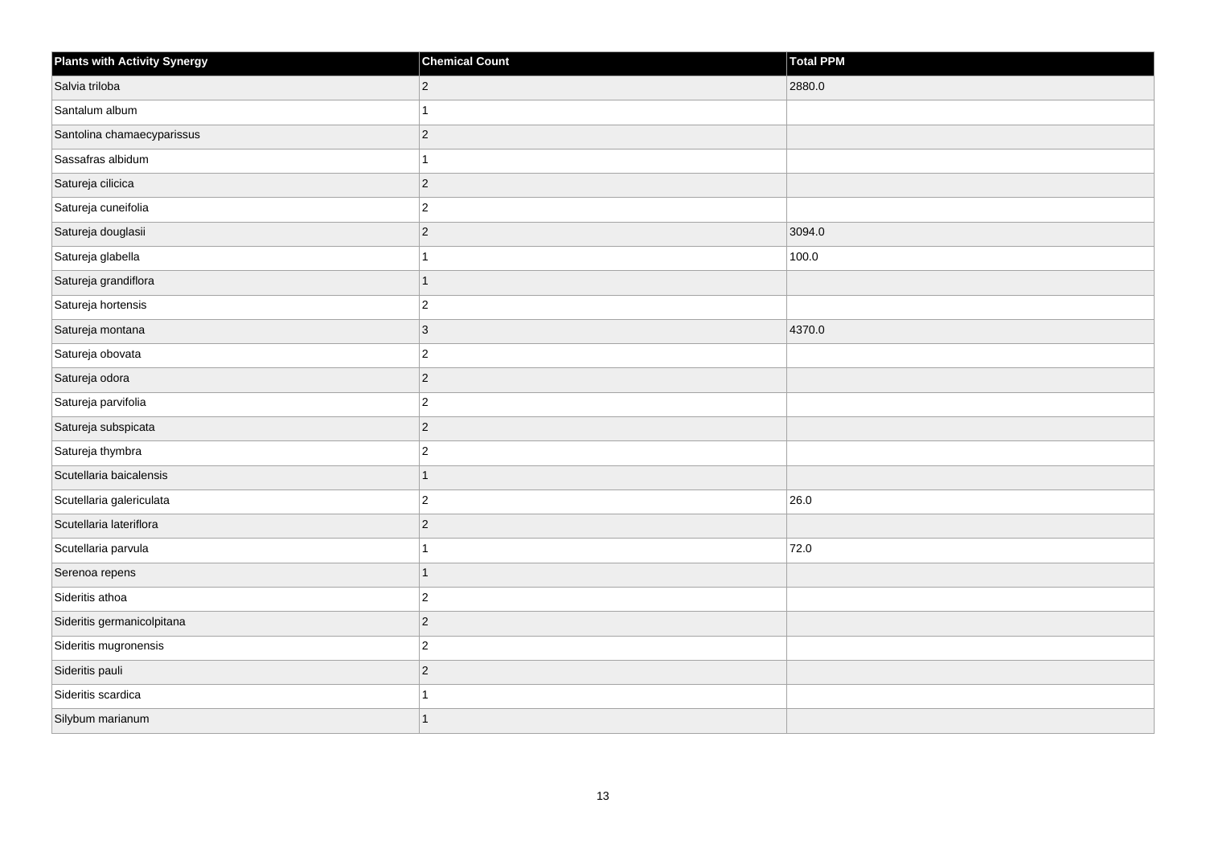| Plants with Activity Synergy | Chemical Count | Total PPM |
| --- | --- | --- |
| Salvia triloba | 2 | 2880.0 |
| Santalum album | 1 | |
| Santolina chamaecyparissus | 2 | |
| Sassafras albidum | 1 | |
| Satureja cilicica | 2 | |
| Satureja cuneifolia | 2 | |
| Satureja douglasii | 2 | 3094.0 |
| Satureja glabella | 1 | 100.0 |
| Satureja grandiflora | 1 | |
| Satureja hortensis | 2 | |
| Satureja montana | 3 | 4370.0 |
| Satureja obovata | 2 | |
| Satureja odora | 2 | |
| Satureja parvifolia | 2 | |
| Satureja subspicata | 2 | |
| Satureja thymbra | 2 | |
| Scutellaria baicalensis | 1 | |
| Scutellaria galericulata | 2 | 26.0 |
| Scutellaria lateriflora | 2 | |
| Scutellaria parvula | 1 | 72.0 |
| Serenoa repens | 1 | |
| Sideritis athoa | 2 | |
| Sideritis germanicolpitana | 2 | |
| Sideritis mugronensis | 2 | |
| Sideritis pauli | 2 | |
| Sideritis scardica | 1 | |
| Silybum marianum | 1 | |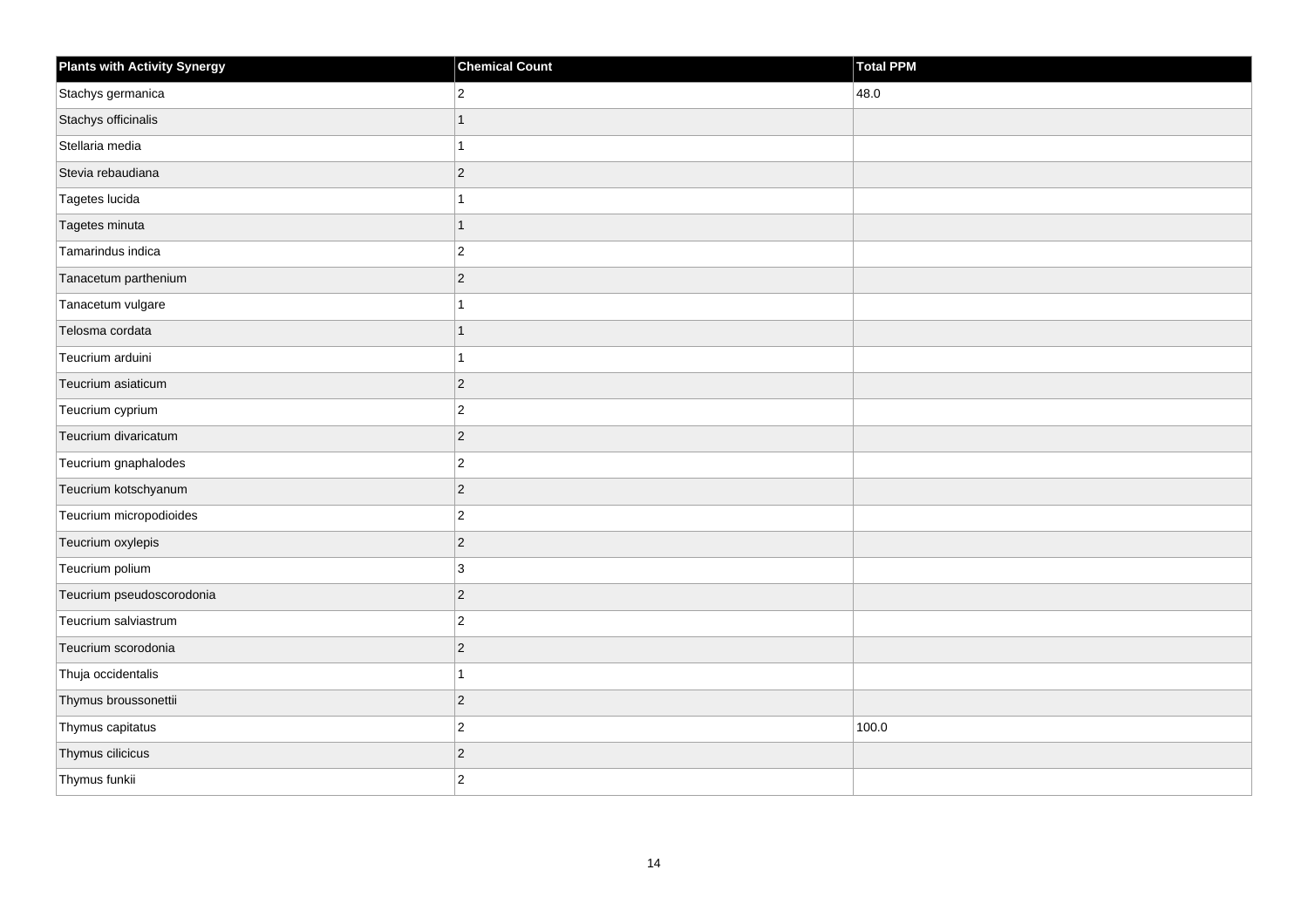| Plants with Activity Synergy | Chemical Count | Total PPM |
| --- | --- | --- |
| Stachys germanica | 2 | 48.0 |
| Stachys officinalis | 1 | |
| Stellaria media | 1 | |
| Stevia rebaudiana | 2 | |
| Tagetes lucida | 1 | |
| Tagetes minuta | 1 | |
| Tamarindus indica | 2 | |
| Tanacetum parthenium | 2 | |
| Tanacetum vulgare | 1 | |
| Telosma cordata | 1 | |
| Teucrium arduini | 1 | |
| Teucrium asiaticum | 2 | |
| Teucrium cyprium | 2 | |
| Teucrium divaricatum | 2 | |
| Teucrium gnaphalodes | 2 | |
| Teucrium kotschyanum | 2 | |
| Teucrium micropodioides | 2 | |
| Teucrium oxylepis | 2 | |
| Teucrium polium | 3 | |
| Teucrium pseudoscorodonia | 2 | |
| Teucrium salviastrum | 2 | |
| Teucrium scorodonia | 2 | |
| Thuja occidentalis | 1 | |
| Thymus broussonettii | 2 | |
| Thymus capitatus | 2 | 100.0 |
| Thymus cilicicus | 2 | |
| Thymus funkii | 2 | |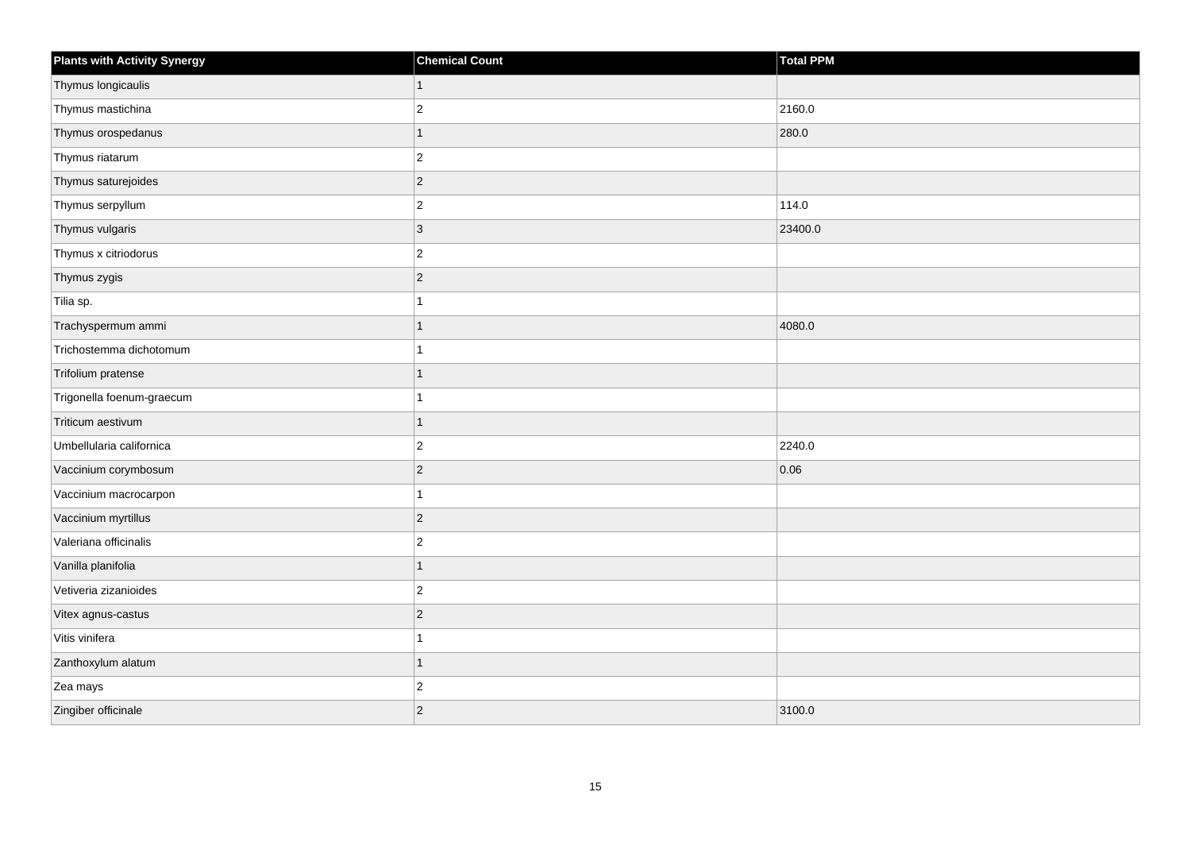| Plants with Activity Synergy | Chemical Count | Total PPM |
| --- | --- | --- |
| Thymus longicaulis | 1 | |
| Thymus mastichina | 2 | 2160.0 |
| Thymus orospedanus | 1 | 280.0 |
| Thymus riatarum | 2 | |
| Thymus saturejoides | 2 | |
| Thymus serpyllum | 2 | 114.0 |
| Thymus vulgaris | 3 | 23400.0 |
| Thymus x citriodorus | 2 | |
| Thymus zygis | 2 | |
| Tilia sp. | 1 | |
| Trachyspermum ammi | 1 | 4080.0 |
| Trichostemma dichotomum | 1 | |
| Trifolium pratense | 1 | |
| Trigonella foenum-graecum | 1 | |
| Triticum aestivum | 1 | |
| Umbellularia californica | 2 | 2240.0 |
| Vaccinium corymbosum | 2 | 0.06 |
| Vaccinium macrocarpon | 1 | |
| Vaccinium myrtillus | 2 | |
| Valeriana officinalis | 2 | |
| Vanilla planifolia | 1 | |
| Vetiveria zizanioides | 2 | |
| Vitex agnus-castus | 2 | |
| Vitis vinifera | 1 | |
| Zanthoxylum alatum | 1 | |
| Zea mays | 2 | |
| Zingiber officinale | 2 | 3100.0 |